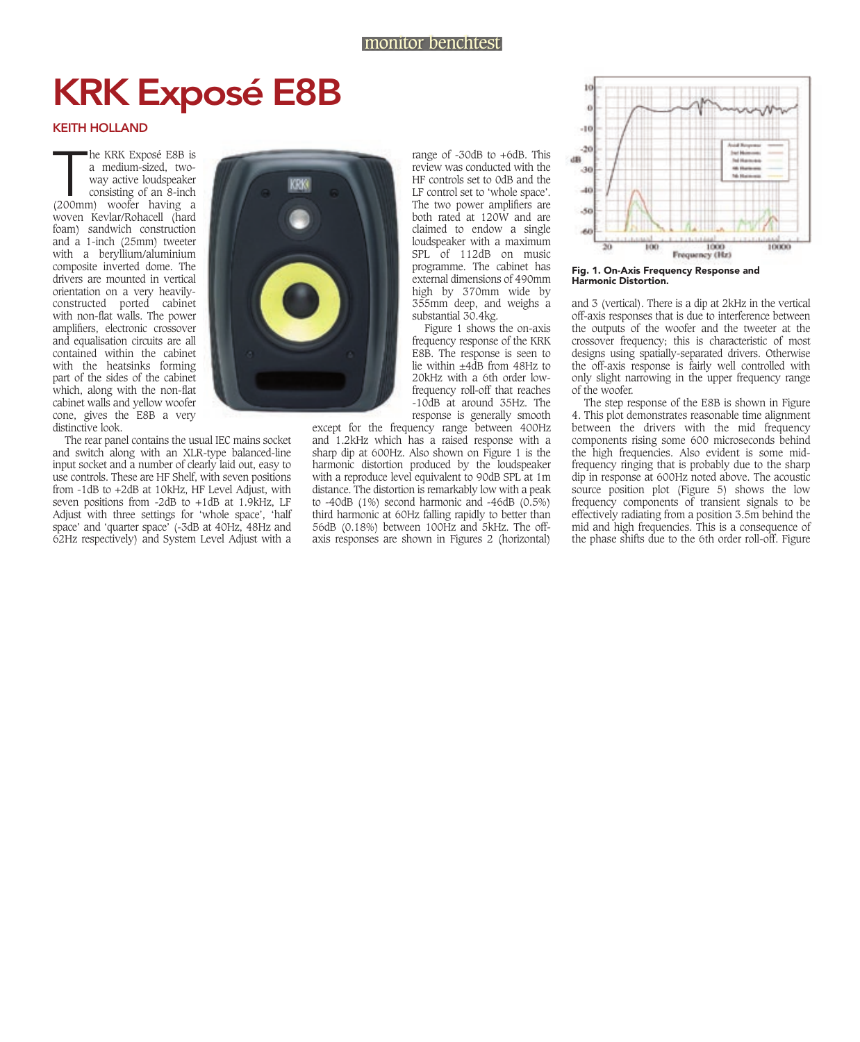# KRK Exposé E8B

**KEITH HOLLAND**

The KRK Exposé E8B is a medium-sized, two-way active loudspeaker consisting of an 8-inch (200mm) woofer having a woven Kevlar/Rohacell (hard foam) sandwich construction and a 1-inch (25mm) tweeter with a beryllium/aluminium composite inverted dome. The drivers are mounted in vertical orientation on a very heavily-constructed ported cabinet with non-flat walls. The power amplifiers, electronic crossover and equalisation circuits are all contained within the cabinet with the heatsinks forming part of the sides of the cabinet which, along with the non-flat cabinet walls and yellow woofer cone, gives the E8B a very distinctive look.

The rear panel contains the usual IEC mains socket and switch along with an XLR-type balanced-line input socket and a number of clearly laid out, easy to use controls. These are HF Shelf, with seven positions from -1dB to +2dB at 10kHz, HF Level Adjust, with seven positions from -2dB to +1dB at 1.9kHz, LF Adjust with three settings for 'whole space', 'half space' and 'quarter space' (-3dB at 40Hz, 48Hz and 62Hz respectively) and System Level Adjust with a range of -30dB to +6dB. This review was conducted with the HF controls set to 0dB and the LF control set to 'whole space'. The two power amplifiers are both rated at 120W and are claimed to endow a single loudspeaker with a maximum SPL of 112dB on music programme. The cabinet has external dimensions of 490mm high by 370mm wide by 355mm deep, and weighs a substantial 30.4kg.

Figure 1 shows the on-axis frequency response of the KRK E8B. The response is seen to lie within ±4dB from 48Hz to 20kHz with a 6th order low-frequency roll-off that reaches -10dB at around 35Hz. The response is generally smooth except for the frequency range between 400Hz and 1.2kHz which has a raised response with a sharp dip at 600Hz. Also shown on Figure 1 is the harmonic distortion produced by the loudspeaker with a reproduce level equivalent to 90dB SPL at 1m distance. The distortion is remarkably low with a peak to -40dB (1%) second harmonic and -46dB (0.5%) third harmonic at 60Hz falling rapidly to better than 56dB (0.18%) between 100Hz and 5kHz. The off-axis responses are shown in Figures 2 (horizontal) and 3 (vertical). There is a dip at 2kHz in the vertical off-axis responses that is due to interference between the outputs of the woofer and the tweeter at the crossover frequency; this is characteristic of most designs using spatially-separated drivers. Otherwise the off-axis response is fairly well controlled with only slight narrowing in the upper frequency range of the woofer.

**Fig. 1. On-Axis Frequency Response and Harmonic Distortion.**

The step response of the E8B is shown in Figure 4. This plot demonstrates reasonable time alignment between the drivers with the mid frequency components rising some 600 microseconds behind the high frequencies. Also evident is some mid-frequency ringing that is probably due to the sharp dip in response at 600Hz noted above. The acoustic source position plot (Figure 5) shows the low frequency components of transient signals to be effectively radiating from a position 3.5m behind the mid and high frequencies. This is a consequence of the phase shifts due to the 6th order roll-off. Figure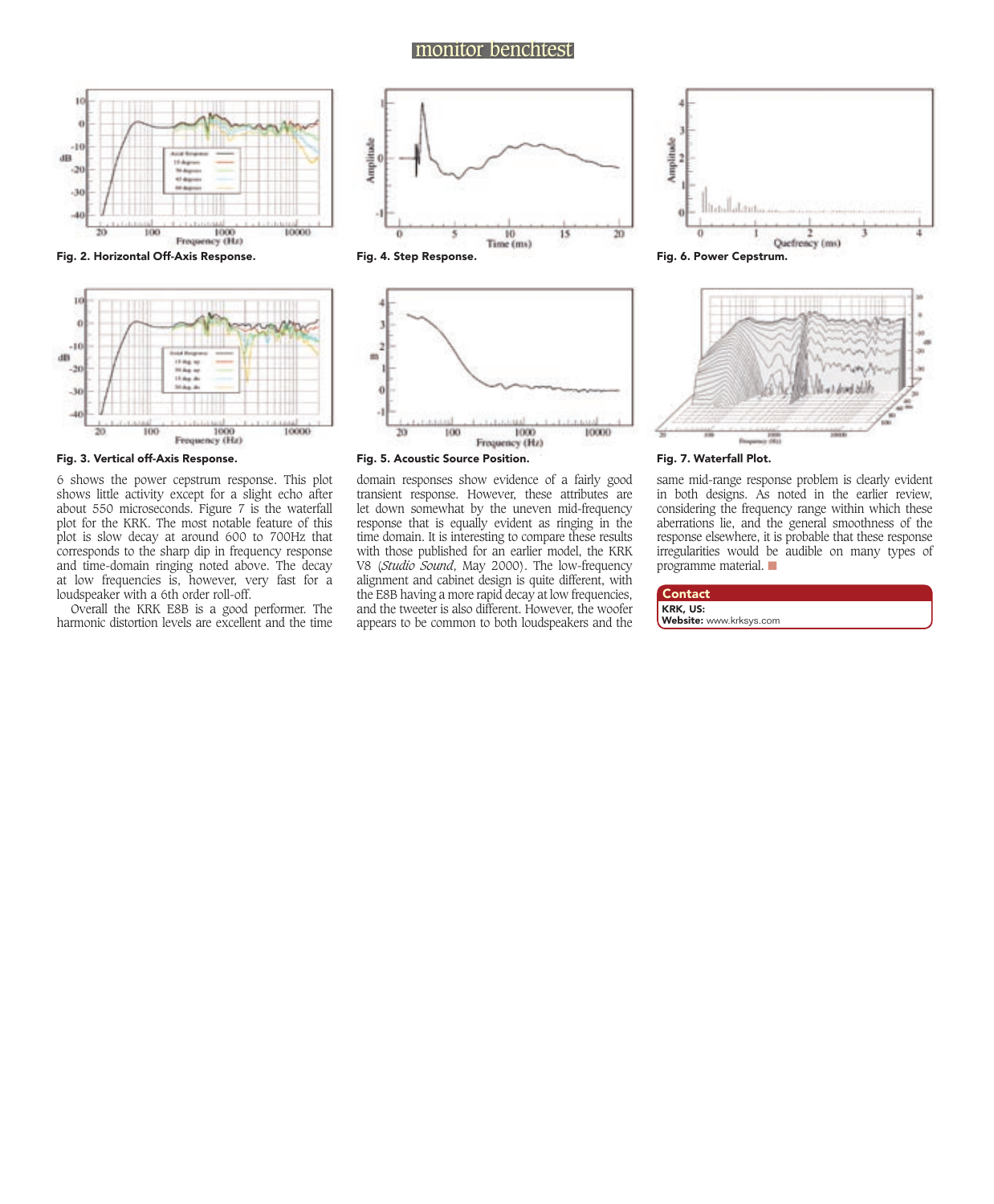20
100
1000
10000
Frequency (Hz)
10
0
-10
-20
-30
-40
dB

Axial Response
15 degrees
30 degrees
45 degrees
60 degrees

Fig. 2. Horizontal Off-Axis Response.

Amplitude
1
0
-1
0
5
10
15
20
Time (ms)

Fig. 4. Step Response.

Amplitude
4
3
2
1
0
0
1
2
3
4
Quefrency (ms)

Fig. 6. Power Cepstrum.

10
0
-10
-20
-30
-40
dB
20
100
1000
10000
Frequency (Hz)

Axial Response
15 deg. up
30 deg. up
15 deg. dn
30 deg. dn

Fig. 3. Vertical off-Axis Response.

4
3
2
1
0
-1
m
20
100
1000
10000
Frequency (Hz)

Fig. 5. Acoustic Source Position.

Fig. 7. Waterfall Plot.

6 shows the power cepstrum response. This plot shows little activity except for a slight echo after about 550 microseconds. Figure 7 is the waterfall plot for the KRK. The most notable feature of this plot is slow decay at around 600 to 700Hz that corresponds to the sharp dip in frequency response and time-domain ringing noted above. The decay at low frequencies is, however, very fast for a loudspeaker with a 6th order roll-off.

Overall the KRK E8B is a good performer. The harmonic distortion levels are excellent and the time domain responses show evidence of a fairly good transient response. However, these attributes are let down somewhat by the uneven mid-frequency response that is equally evident as ringing in the time domain. It is interesting to compare these results with those published for an earlier model, the KRK V8 (*Studio Sound*, May 2000). The low-frequency alignment and cabinet design is quite different, with the E8B having a more rapid decay at low frequencies, and the tweeter is also different. However, the woofer appears to be common to both loudspeakers and the same mid-range response problem is clearly evident in both designs. As noted in the earlier review, considering the frequency range within which these aberrations lie, and the general smoothness of the response elsewhere, it is probable that these response irregularities would be audible on many types of programme material. ■

**Contact**
**KRK, US:**
**Website:** www.krksys.com